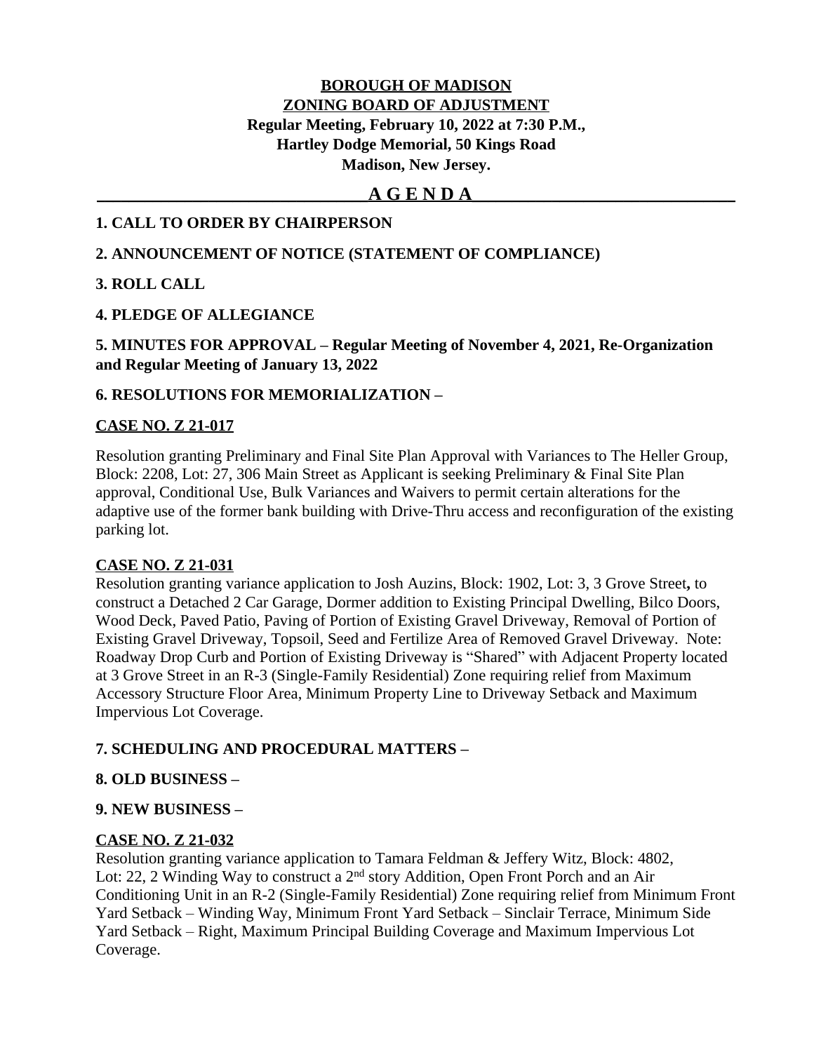**BOROUGH OF MADISON**
**ZONING BOARD OF ADJUSTMENT**
**Regular Meeting, February 10, 2022 at 7:30 P.M.,**
**Hartley Dodge Memorial, 50 Kings Road**
**Madison, New Jersey.**

# A G E N D A

## 1. CALL TO ORDER BY CHAIRPERSON

## 2. ANNOUNCEMENT OF NOTICE (STATEMENT OF COMPLIANCE)

## 3. ROLL CALL

## 4. PLEDGE OF ALLEGIANCE

## 5. MINUTES FOR APPROVAL – Regular Meeting of November 4, 2021, Re-Organization and Regular Meeting of January 13, 2022

## 6. RESOLUTIONS FOR MEMORIALIZATION –

### CASE NO. Z 21-017

Resolution granting Preliminary and Final Site Plan Approval with Variances to The Heller Group, Block: 2208, Lot: 27, 306 Main Street as Applicant is seeking Preliminary & Final Site Plan approval, Conditional Use, Bulk Variances and Waivers to permit certain alterations for the adaptive use of the former bank building with Drive-Thru access and reconfiguration of the existing parking lot.

### CASE NO. Z 21-031

Resolution granting variance application to Josh Auzins, Block: 1902, Lot: 3, 3 Grove Street**,** to construct a Detached 2 Car Garage, Dormer addition to Existing Principal Dwelling, Bilco Doors, Wood Deck, Paved Patio, Paving of Portion of Existing Gravel Driveway, Removal of Portion of Existing Gravel Driveway, Topsoil, Seed and Fertilize Area of Removed Gravel Driveway. Note: Roadway Drop Curb and Portion of Existing Driveway is "Shared" with Adjacent Property located at 3 Grove Street in an R-3 (Single-Family Residential) Zone requiring relief from Maximum Accessory Structure Floor Area, Minimum Property Line to Driveway Setback and Maximum Impervious Lot Coverage.

## 7. SCHEDULING AND PROCEDURAL MATTERS –

## 8. OLD BUSINESS –

## 9. NEW BUSINESS –

### CASE NO. Z 21-032

Resolution granting variance application to Tamara Feldman & Jeffery Witz, Block: 4802, Lot: 22, 2 Winding Way to construct a 2nd story Addition, Open Front Porch and an Air Conditioning Unit in an R-2 (Single-Family Residential) Zone requiring relief from Minimum Front Yard Setback – Winding Way, Minimum Front Yard Setback – Sinclair Terrace, Minimum Side Yard Setback – Right, Maximum Principal Building Coverage and Maximum Impervious Lot Coverage.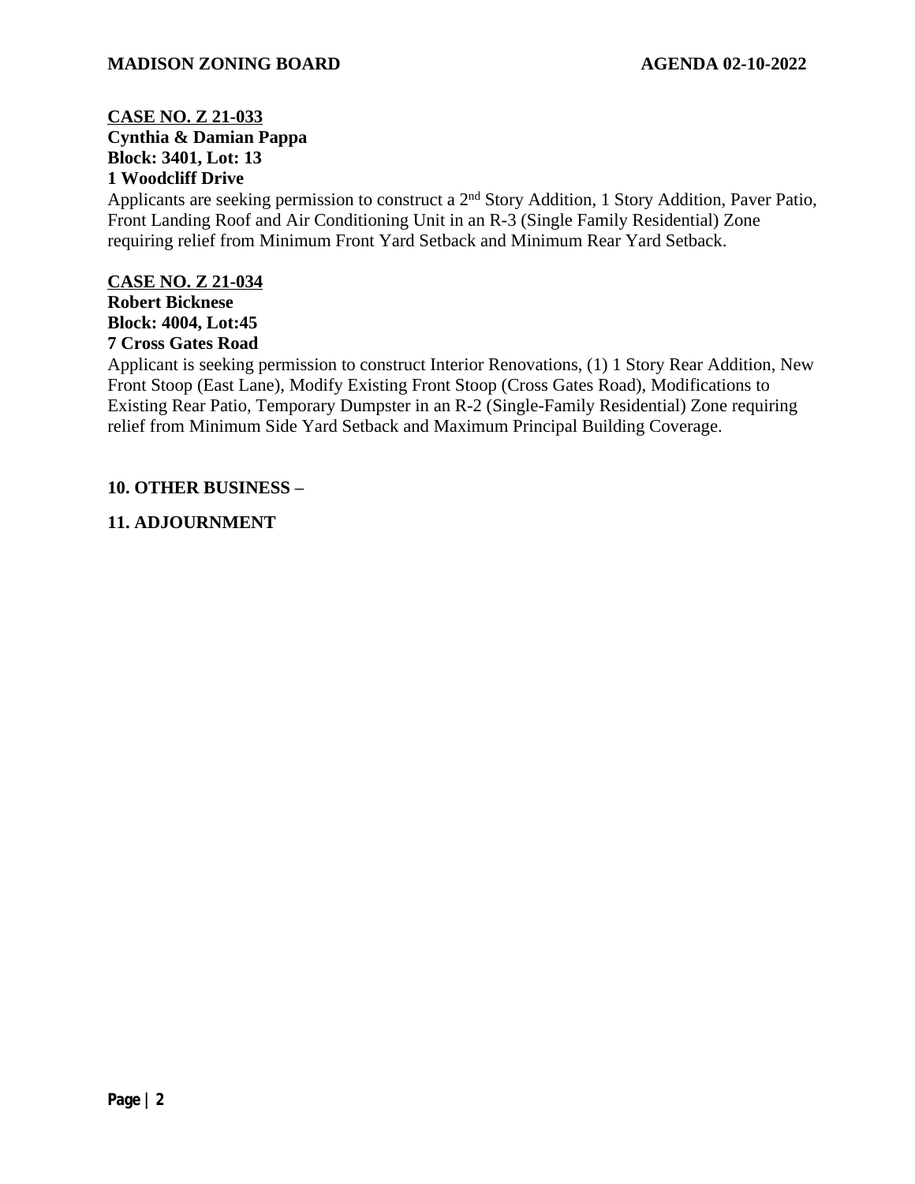**CASE NO. Z 21-033**
**Cynthia & Damian Pappa**
**Block: 3401, Lot: 13**
**1 Woodcliff Drive**

Applicants are seeking permission to construct a 2nd Story Addition, 1 Story Addition, Paver Patio, Front Landing Roof and Air Conditioning Unit in an R-3 (Single Family Residential) Zone requiring relief from Minimum Front Yard Setback and Minimum Rear Yard Setback.

**CASE NO. Z 21-034**
**Robert Bicknese**
**Block: 4004, Lot:45**
**7 Cross Gates Road**

Applicant is seeking permission to construct Interior Renovations, (1) 1 Story Rear Addition, New Front Stoop (East Lane), Modify Existing Front Stoop (Cross Gates Road), Modifications to Existing Rear Patio, Temporary Dumpster in an R-2 (Single-Family Residential) Zone requiring relief from Minimum Side Yard Setback and Maximum Principal Building Coverage.

**10. OTHER BUSINESS –**

**11. ADJOURNMENT**